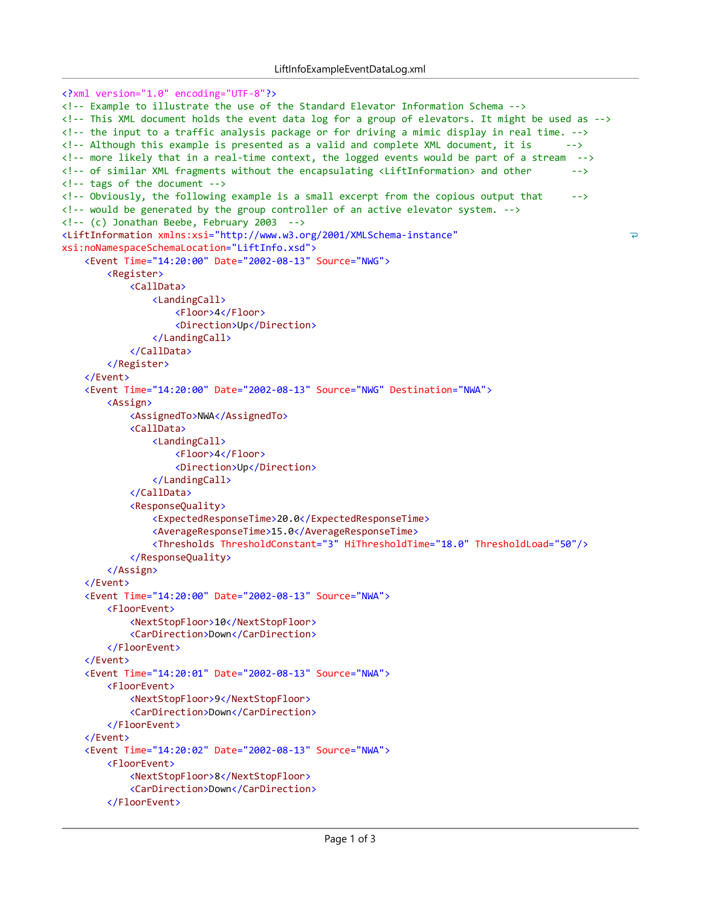```xml
<?xml version="1.0" encoding="UTF-8"?>
<!-- Example to illustrate the use of the Standard Elevator Information Schema -->
<!-- This XML document holds the event data log for a group of elevators. It might be used as -->
<!-- the input to a traffic analysis package or for driving a mimic display in real time. -->
<!-- Although this example is presented as a valid and complete XML document, it is      -->
<!-- more likely that in a real-time context, the logged events would be part of a stream  -->
<!-- of similar XML fragments without the encapsulating <LiftInformation> and other       -->
<!-- tags of the document -->
<!-- Obviously, the following example is a small excerpt from the copious output that     -->
<!-- would be generated by the group controller of an active elevator system. -->
<!-- (c) Jonathan Beebe, February 2003  -->
<LiftInformation xmlns:xsi="http://www.w3.org/2001/XMLSchema-instance"
xsi:noNamespaceSchemaLocation="LiftInfo.xsd">
    <Event Time="14:20:00" Date="2002-08-13" Source="NWG">
        <Register>
            <CallData>
                <LandingCall>
                    <Floor>4</Floor>
                    <Direction>Up</Direction>
                </LandingCall>
            </CallData>
        </Register>
    </Event>
    <Event Time="14:20:00" Date="2002-08-13" Source="NWG" Destination="NWA">
        <Assign>
            <AssignedTo>NWA</AssignedTo>
            <CallData>
                <LandingCall>
                    <Floor>4</Floor>
                    <Direction>Up</Direction>
                </LandingCall>
            </CallData>
            <ResponseQuality>
                <ExpectedResponseTime>20.0</ExpectedResponseTime>
                <AverageResponseTime>15.0</AverageResponseTime>
                <Thresholds ThresholdConstant="3" HiThresholdTime="18.0" ThresholdLoad="50"/>
            </ResponseQuality>
        </Assign>
    </Event>
    <Event Time="14:20:00" Date="2002-08-13" Source="NWA">
        <FloorEvent>
            <NextStopFloor>10</NextStopFloor>
            <CarDirection>Down</CarDirection>
        </FloorEvent>
    </Event>
    <Event Time="14:20:01" Date="2002-08-13" Source="NWA">
        <FloorEvent>
            <NextStopFloor>9</NextStopFloor>
            <CarDirection>Down</CarDirection>
        </FloorEvent>
    </Event>
    <Event Time="14:20:02" Date="2002-08-13" Source="NWA">
        <FloorEvent>
            <NextStopFloor>8</NextStopFloor>
            <CarDirection>Down</CarDirection>
        </FloorEvent>
```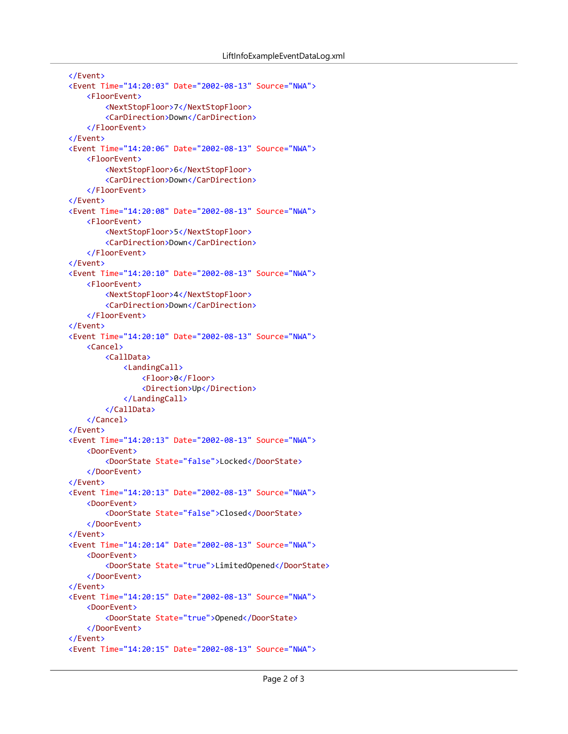```xml
    </Event>
    <Event Time="14:20:03" Date="2002-08-13" Source="NWA">
        <FloorEvent>
            <NextStopFloor>7</NextStopFloor>
            <CarDirection>Down</CarDirection>
        </FloorEvent>
    </Event>
    <Event Time="14:20:06" Date="2002-08-13" Source="NWA">
        <FloorEvent>
            <NextStopFloor>6</NextStopFloor>
            <CarDirection>Down</CarDirection>
        </FloorEvent>
    </Event>
    <Event Time="14:20:08" Date="2002-08-13" Source="NWA">
        <FloorEvent>
            <NextStopFloor>5</NextStopFloor>
            <CarDirection>Down</CarDirection>
        </FloorEvent>
    </Event>
    <Event Time="14:20:10" Date="2002-08-13" Source="NWA">
        <FloorEvent>
            <NextStopFloor>4</NextStopFloor>
            <CarDirection>Down</CarDirection>
        </FloorEvent>
    </Event>
    <Event Time="14:20:10" Date="2002-08-13" Source="NWA">
        <Cancel>
            <CallData>
                <LandingCall>
                    <Floor>0</Floor>
                    <Direction>Up</Direction>
                </LandingCall>
            </CallData>
        </Cancel>
    </Event>
    <Event Time="14:20:13" Date="2002-08-13" Source="NWA">
        <DoorEvent>
            <DoorState State="false">Locked</DoorState>
        </DoorEvent>
    </Event>
    <Event Time="14:20:13" Date="2002-08-13" Source="NWA">
        <DoorEvent>
            <DoorState State="false">Closed</DoorState>
        </DoorEvent>
    </Event>
    <Event Time="14:20:14" Date="2002-08-13" Source="NWA">
        <DoorEvent>
            <DoorState State="true">LimitedOpened</DoorState>
        </DoorEvent>
    </Event>
    <Event Time="14:20:15" Date="2002-08-13" Source="NWA">
        <DoorEvent>
            <DoorState State="true">Opened</DoorState>
        </DoorEvent>
    </Event>
    <Event Time="14:20:15" Date="2002-08-13" Source="NWA">
```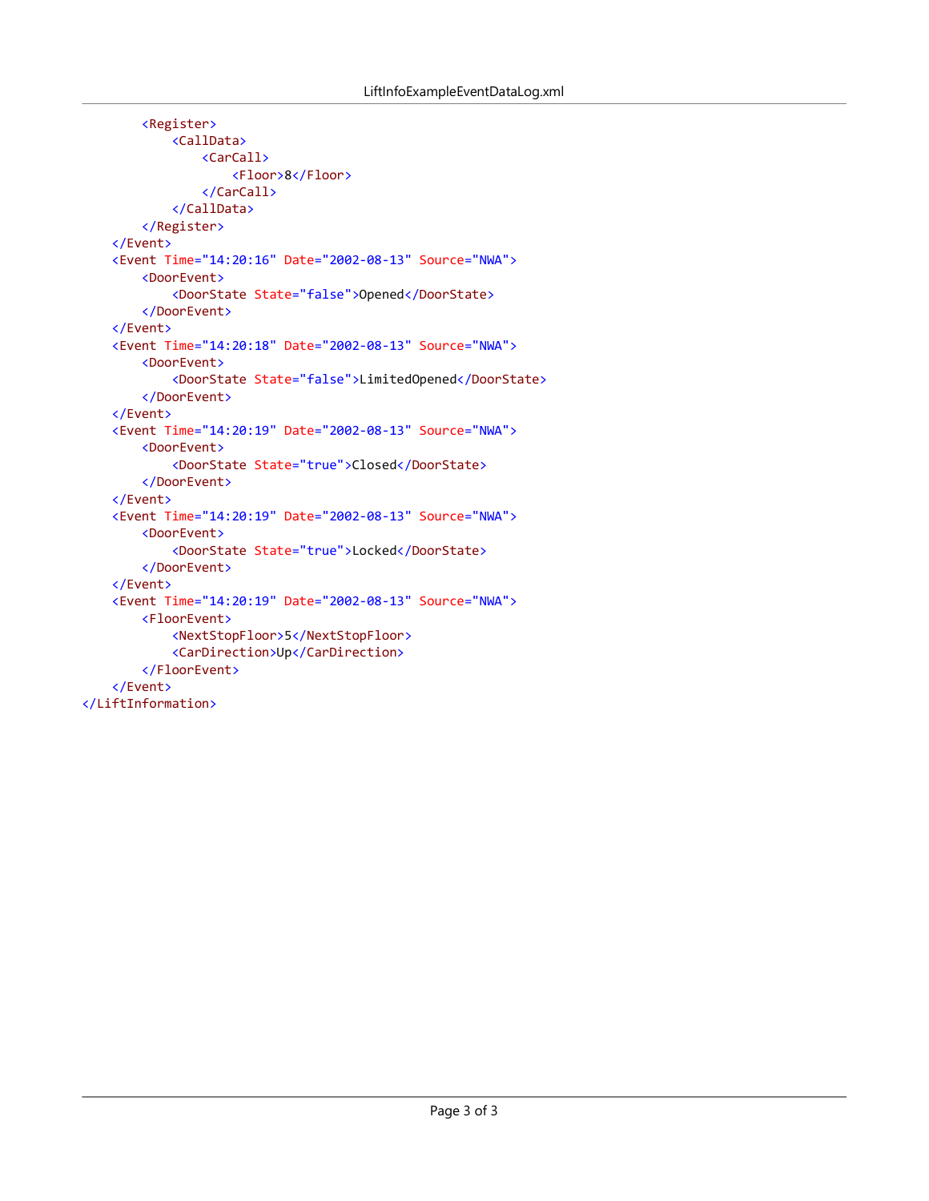```xml
        <Register>
            <CallData>
                <CarCall>
                    <Floor>8</Floor>
                </CarCall>
            </CallData>
        </Register>
    </Event>
    <Event Time="14:20:16" Date="2002-08-13" Source="NWA">
        <DoorEvent>
            <DoorState State="false">Opened</DoorState>
        </DoorEvent>
    </Event>
    <Event Time="14:20:18" Date="2002-08-13" Source="NWA">
        <DoorEvent>
            <DoorState State="false">LimitedOpened</DoorState>
        </DoorEvent>
    </Event>
    <Event Time="14:20:19" Date="2002-08-13" Source="NWA">
        <DoorEvent>
            <DoorState State="true">Closed</DoorState>
        </DoorEvent>
    </Event>
    <Event Time="14:20:19" Date="2002-08-13" Source="NWA">
        <DoorEvent>
            <DoorState State="true">Locked</DoorState>
        </DoorEvent>
    </Event>
    <Event Time="14:20:19" Date="2002-08-13" Source="NWA">
        <FloorEvent>
            <NextStopFloor>5</NextStopFloor>
            <CarDirection>Up</CarDirection>
        </FloorEvent>
    </Event>
</LiftInformation>
```